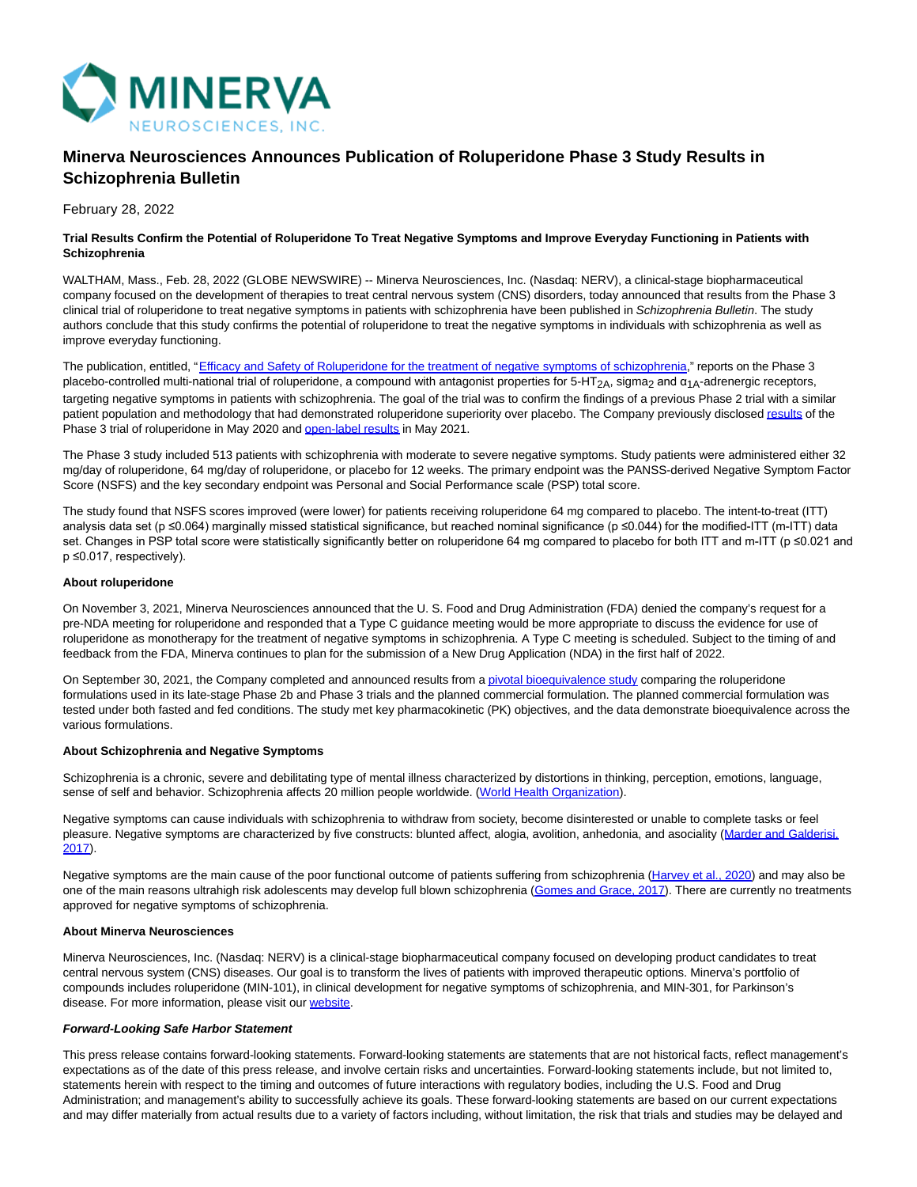# Minerva Neurosciences Announces Publication of Roluperidone Phase 3 Study Results in Schizophrenia Bulletin

February 28, 2022

**Trial Results Confirm the Potential of Roluperidone To Treat Negative Symptoms and Improve Everyday Functioning in Patients with Schizophrenia**

WALTHAM, Mass., Feb. 28, 2022 (GLOBE NEWSWIRE) -- Minerva Neurosciences, Inc. (Nasdaq: NERV), a clinical-stage biopharmaceutical company focused on the development of therapies to treat central nervous system (CNS) disorders, today announced that results from the Phase 3 clinical trial of roluperidone to treat negative symptoms in patients with schizophrenia have been published in *Schizophrenia Bulletin*. The study authors conclude that this study confirms the potential of roluperidone to treat the negative symptoms in individuals with schizophrenia as well as improve everyday functioning.

The publication, entitled, "Efficacy and Safety of Roluperidone for the treatment of negative symptoms of schizophrenia," reports on the Phase 3 placebo-controlled multi-national trial of roluperidone, a compound with antagonist properties for 5-$HT_{2A}$, sigma$_2$ and $\alpha_{1A}$-adrenergic receptors, targeting negative symptoms in patients with schizophrenia. The goal of the trial was to confirm the findings of a previous Phase 2 trial with a similar patient population and methodology that had demonstrated roluperidone superiority over placebo. The Company previously disclosed results of the Phase 3 trial of roluperidone in May 2020 and open-label results in May 2021.

The Phase 3 study included 513 patients with schizophrenia with moderate to severe negative symptoms. Study patients were administered either 32 mg/day of roluperidone, 64 mg/day of roluperidone, or placebo for 12 weeks. The primary endpoint was the PANSS-derived Negative Symptom Factor Score (NSFS) and the key secondary endpoint was Personal and Social Performance scale (PSP) total score.

The study found that NSFS scores improved (were lower) for patients receiving roluperidone 64 mg compared to placebo. The intent-to-treat (ITT) analysis data set ($p \leq 0.064$) marginally missed statistical significance, but reached nominal significance ($p \leq 0.044$) for the modified-ITT (m-ITT) data set. Changes in PSP total score were statistically significantly better on roluperidone 64 mg compared to placebo for both ITT and m-ITT ($p \leq 0.021$ and $p \leq 0.017$, respectively).

**About roluperidone**

On November 3, 2021, Minerva Neurosciences announced that the U. S. Food and Drug Administration (FDA) denied the company's request for a pre-NDA meeting for roluperidone and responded that a Type C guidance meeting would be more appropriate to discuss the evidence for use of roluperidone as monotherapy for the treatment of negative symptoms in schizophrenia. A Type C meeting is scheduled. Subject to the timing of and feedback from the FDA, Minerva continues to plan for the submission of a New Drug Application (NDA) in the first half of 2022.

On September 30, 2021, the Company completed and announced results from a pivotal bioequivalence study comparing the roluperidone formulations used in its late-stage Phase 2b and Phase 3 trials and the planned commercial formulation. The planned commercial formulation was tested under both fasted and fed conditions. The study met key pharmacokinetic (PK) objectives, and the data demonstrate bioequivalence across the various formulations.

**About Schizophrenia and Negative Symptoms**

Schizophrenia is a chronic, severe and debilitating type of mental illness characterized by distortions in thinking, perception, emotions, language, sense of self and behavior. Schizophrenia affects 20 million people worldwide. (World Health Organization).

Negative symptoms can cause individuals with schizophrenia to withdraw from society, become disinterested or unable to complete tasks or feel pleasure. Negative symptoms are characterized by five constructs: blunted affect, alogia, avolition, anhedonia, and asociality (Marder and Galderisi, 2017).

Negative symptoms are the main cause of the poor functional outcome of patients suffering from schizophrenia (Harvey et al., 2020) and may also be one of the main reasons ultrahigh risk adolescents may develop full blown schizophrenia (Gomes and Grace, 2017). There are currently no treatments approved for negative symptoms of schizophrenia.

**About Minerva Neurosciences**

Minerva Neurosciences, Inc. (Nasdaq: NERV) is a clinical-stage biopharmaceutical company focused on developing product candidates to treat central nervous system (CNS) diseases. Our goal is to transform the lives of patients with improved therapeutic options. Minerva's portfolio of compounds includes roluperidone (MIN-101), in clinical development for negative symptoms of schizophrenia, and MIN-301, for Parkinson's disease. For more information, please visit our website.

***Forward-Looking Safe Harbor Statement***

This press release contains forward-looking statements. Forward-looking statements are statements that are not historical facts, reflect management's expectations as of the date of this press release, and involve certain risks and uncertainties. Forward-looking statements include, but are not limited to, statements herein with respect to the timing and outcomes of future interactions with regulatory bodies, including the U.S. Food and Drug Administration; and management's ability to successfully achieve its goals. These forward-looking statements are based on our current expectations and may differ materially from actual results due to a variety of factors including, without limitation, the risk that trials and studies may be delayed and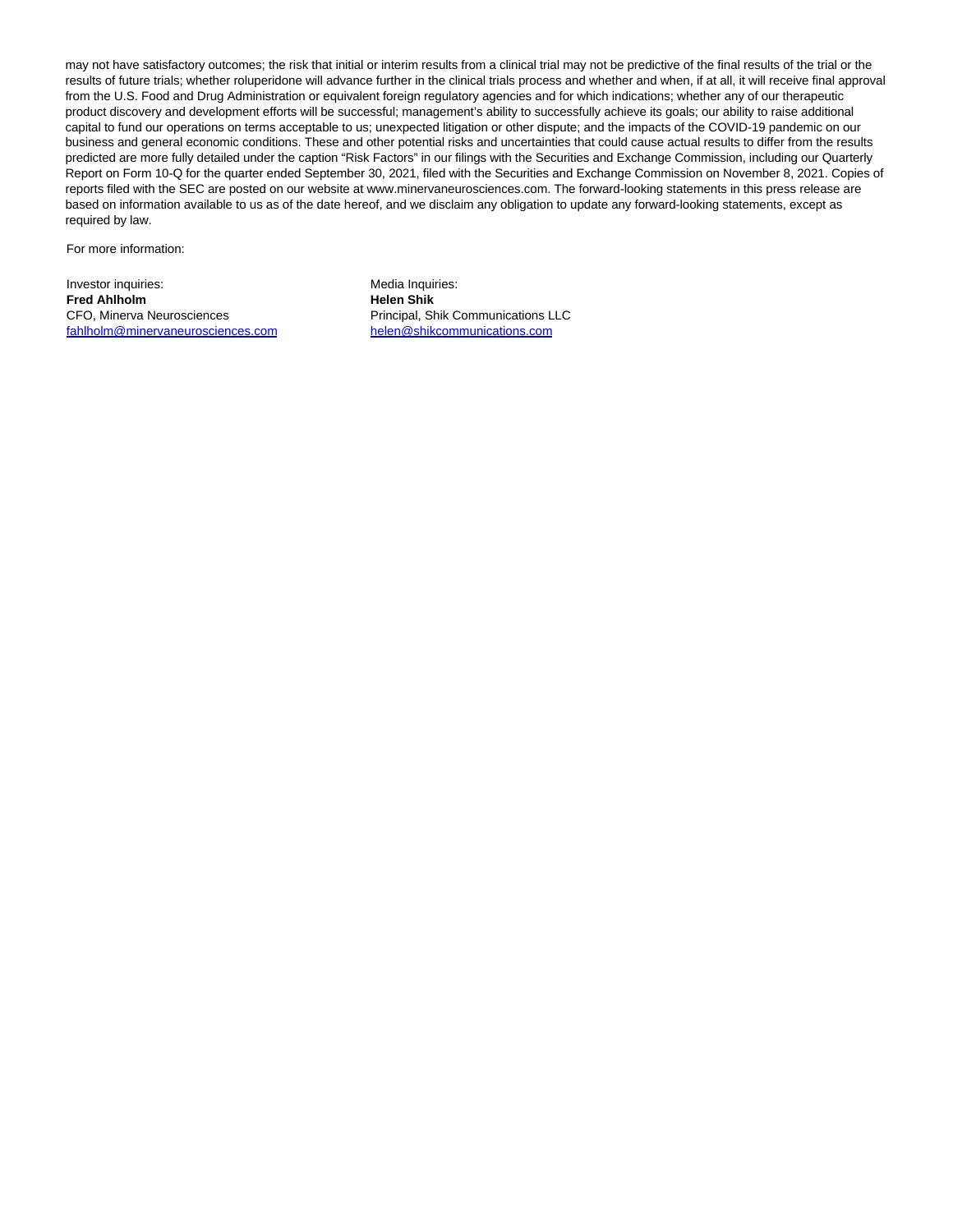may not have satisfactory outcomes; the risk that initial or interim results from a clinical trial may not be predictive of the final results of the trial or the results of future trials; whether roluperidone will advance further in the clinical trials process and whether and when, if at all, it will receive final approval from the U.S. Food and Drug Administration or equivalent foreign regulatory agencies and for which indications; whether any of our therapeutic product discovery and development efforts will be successful; management's ability to successfully achieve its goals; our ability to raise additional capital to fund our operations on terms acceptable to us; unexpected litigation or other dispute; and the impacts of the COVID-19 pandemic on our business and general economic conditions. These and other potential risks and uncertainties that could cause actual results to differ from the results predicted are more fully detailed under the caption "Risk Factors" in our filings with the Securities and Exchange Commission, including our Quarterly Report on Form 10-Q for the quarter ended September 30, 2021, filed with the Securities and Exchange Commission on November 8, 2021. Copies of reports filed with the SEC are posted on our website at www.minervaneurosciences.com. The forward-looking statements in this press release are based on information available to us as of the date hereof, and we disclaim any obligation to update any forward-looking statements, except as required by law.

For more information:

Investor inquiries:
**Fred Ahlholm**
CFO, Minerva Neurosciences
fahlholm@minervaneurosciences.com

Media Inquiries:
**Helen Shik**
Principal, Shik Communications LLC
helen@shikcommunications.com